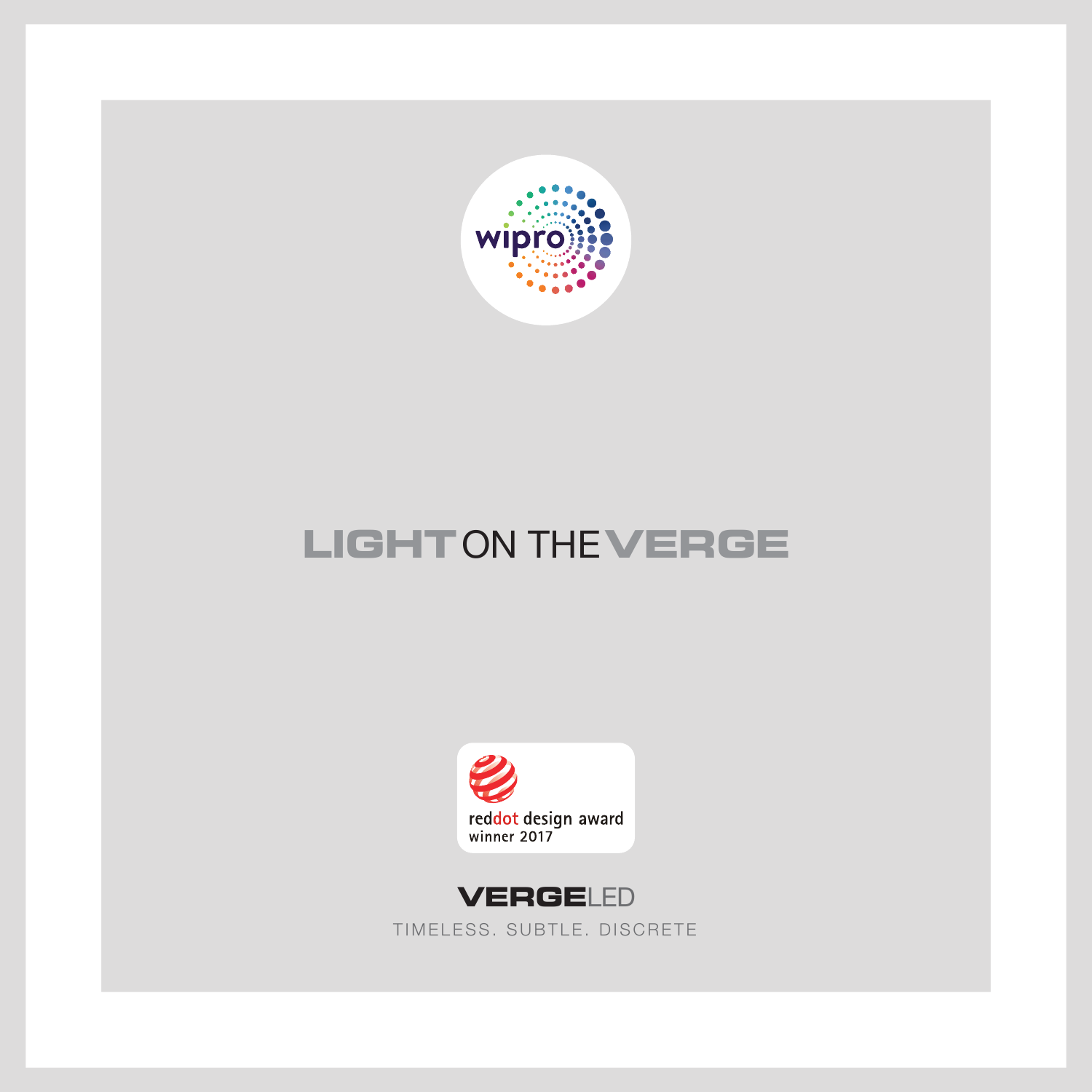wipro

# LIGHT ON THE VERGE

reddot design award
winner 2017

**VERGE**LED

TIMELESS. SUBTLE. DISCRETE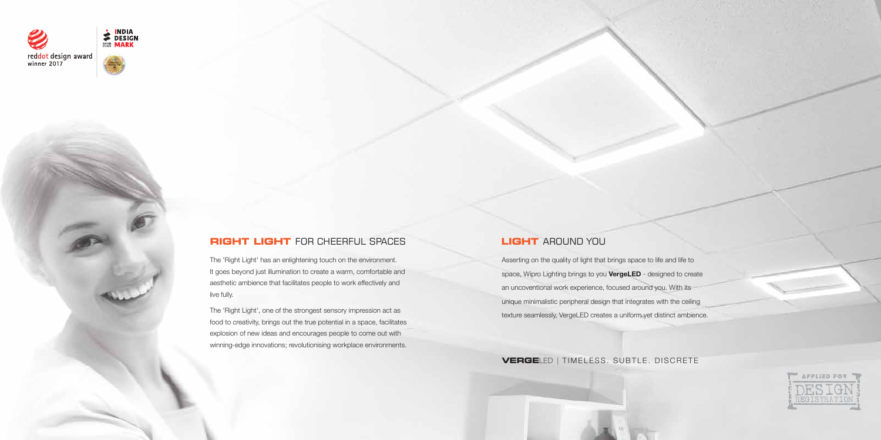reddot design award
winner 2017

INDIA DESIGN MARK

## RIGHT LIGHT FOR CHEERFUL SPACES

The 'Right Light' has an enlightening touch on the environment. It goes beyond just illumination to create a warm, comfortable and aesthetic ambience that facilitates people to work effectively and live fully.

The 'Right Light', one of the strongest sensory impression act as food to creativity, brings out the true potential in a space, facilitates explosion of new ideas and encourages people to come out with winning-edge innovations; revolutionising workplace environments.

## LIGHT AROUND YOU

Asserting on the quality of light that brings space to life and life to space, Wipro Lighting brings to you **VergeLED** - designed to create an uncoventional work experience, focused around you. With its unique minimalistic peripheral design that integrates with the ceiling texture seamlessly, VergeLED creates a uniform yet distinct ambience.

**VERGE**LED | TIMELESS. SUBTLE. DISCRETE

APPLIED FOR DESIGN REGISTRATION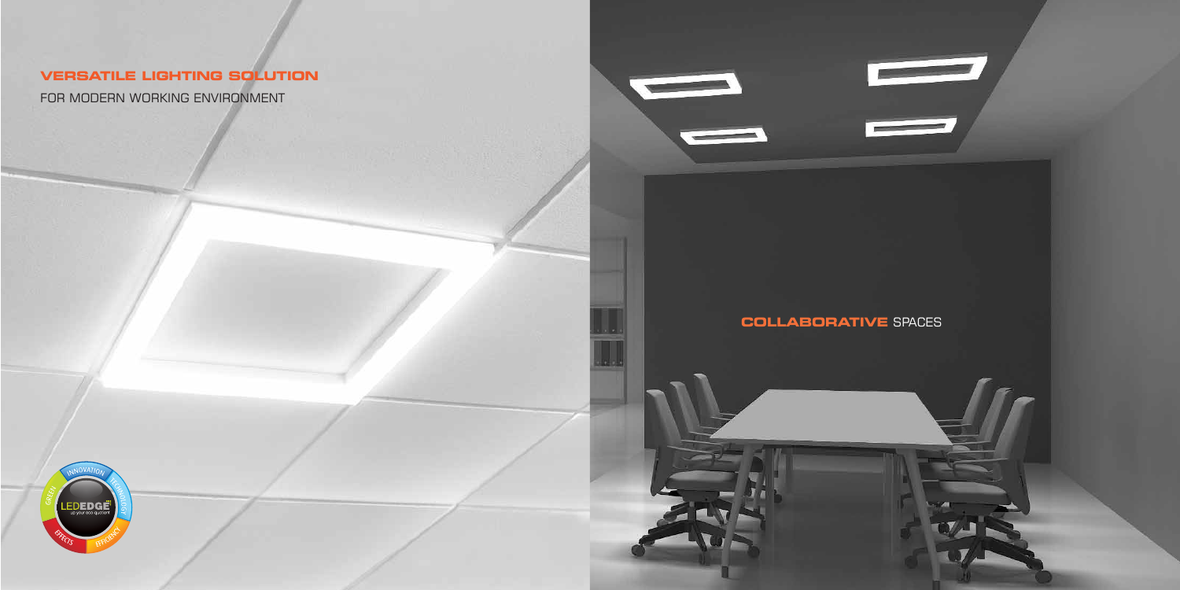## VERSATILE LIGHTING SOLUTION

FOR MODERN WORKING ENVIRONMENT

## COLLABORATIVE SPACES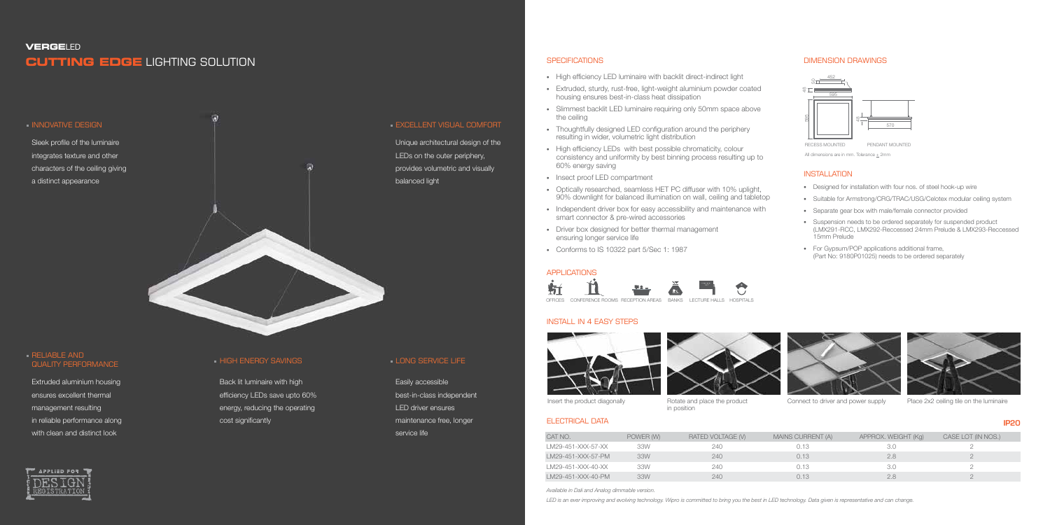# VERGELED

## CUTTING EDGE LIGHTING SOLUTION

### INNOVATIVE DESIGN

Sleek profile of the luminaire integrates texture and other characters of the ceiling giving a distinct appearance

### EXCELLENT VISUAL COMFORT

Unique architectural design of the LEDs on the outer periphery, provides volumetric and visually balanced light

### RELIABLE AND QUALITY PERFORMANCE

Extruded aluminium housing ensures excellent thermal management resulting in reliable performance along with clean and distinct look

### HIGH ENERGY SAVINGS

Back lit luminaire with high efficiency LEDs save upto 60% energy, reducing the operating cost significantly

### LONG SERVICE LIFE

Easily accessible best-in-class independent LED driver ensures maintenance free, longer service life

APPLIED FOR DESIGN REGISTRATION

## SPECIFICATIONS

- High efficiency LED luminaire with backlit direct-indirect light
- Extruded, sturdy, rust-free, light-weight aluminium powder coated housing ensures best-in-class heat dissipation
- Slimmest backlit LED luminaire requiring only 50mm space above the ceiling
- Thoughtfully designed LED configuration around the periphery resulting in wider, volumetric light distribution
- High efficiency LEDs with best possible chromaticity, colour consistency and uniformity by best binning process resulting up to 60% energy saving
- Insect proof LED compartment
- Optically researched, seamless HET PC diffuser with 10% uplight, 90% downlight for balanced illumination on wall, ceiling and tabletop
- Independent driver box for easy accessibility and maintenance with smart connector & pre-wired accessories
- Driver box designed for better thermal management ensuring longer service life
- Conforms to IS 10322 part 5/Sec 1: 1987

## APPLICATIONS

OFFICES, CONFERENCE ROOMS, RECEPTION AREAS, BANKS, LECTURE HALLS, HOSPITALS

## DIMENSION DRAWINGS

452, 50, 45, 595, 595, 45, 570

RECESS MOUNTED    PENDANT MOUNTED

All dimensions are in mm. Tolerance ± 2mm

## INSTALLATION

- Designed for installation with four nos. of steel hook-up wire
- Suitable for Armstrong/CRG/TRAC/USG/Celotex modular ceiling system
- Separate gear box with male/female connector provided
- Suspension needs to be ordered separately for suspended product (LMX291-RCC, LMX292-Reccessed 24mm Prelude & LMX293-Reccessed 15mm Prelude
- For Gypsum/POP applications additional frame, (Part No: 9180P01025) needs to be ordered separately

## INSTALL IN 4 EASY STEPS

Insert the product diagonally

Rotate and place the product in position

Connect to driver and power supply

Place 2x2 ceiling tile on the luminaire

## ELECTRICAL DATA

**IP20**

| CAT NO. | POWER (W) | RATED VOLTAGE (V) | MAINS CURRENT (A) | APPROX. WEIGHT (Kg) | CASE LOT (IN NOS.) |
|---|---|---|---|---|---|
| LM29-451-XXX-57-XX | 33W | 240 | 0.13 | 3.0 | 2 |
| LM29-451-XXX-57-PM | 33W | 240 | 0.13 | 2.8 | 2 |
| LM29-451-XXX-40-XX | 33W | 240 | 0.13 | 3.0 | 2 |
| LM29-451-XXX-40-PM | 33W | 240 | 0.13 | 2.8 | 2 |

*Available in Dali and Analog dimmable version.*

*LED is an ever improving and evolving technology. Wipro is committed to bring you the best in LED technology. Data given is representative and can change.*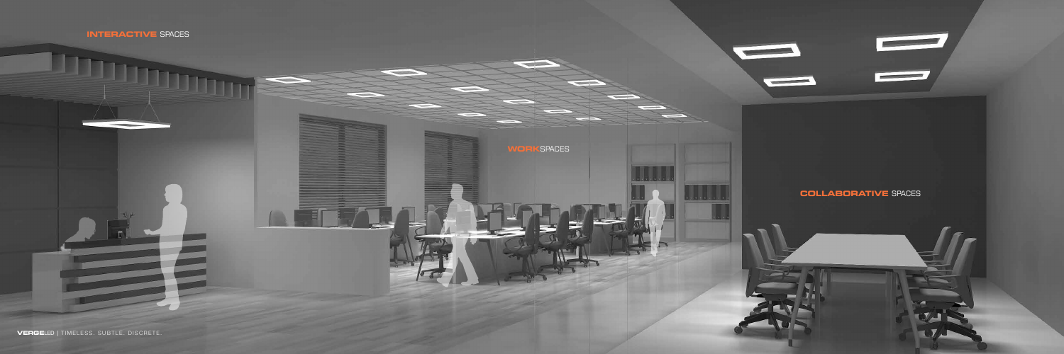**INTERACTIVE** SPACES

**WORK**SPACES

**COLLABORATIVE** SPACES

**VERGE**LED | TIMELESS. SUBTLE. DISCRETE.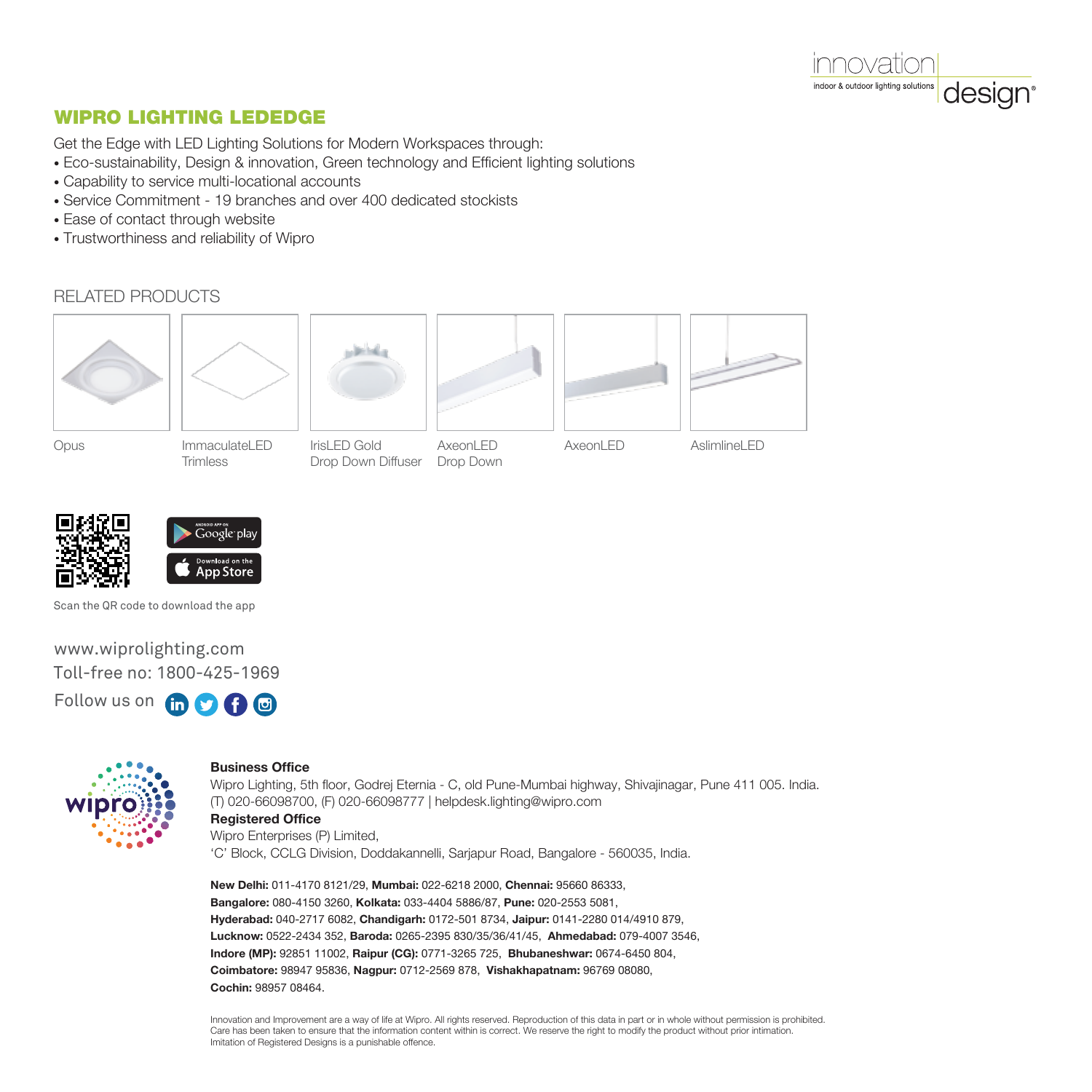## WIPRO LIGHTING LEDEDGE

Get the Edge with LED Lighting Solutions for Modern Workspaces through:

- Eco-sustainability, Design & innovation, Green technology and Efficient lighting solutions
- Capability to service multi-locational accounts
- Service Commitment - 19 branches and over 400 dedicated stockists
- Ease of contact through website
- Trustworthiness and reliability of Wipro

### RELATED PRODUCTS

Opus

ImmaculateLED Trimless

IrisLED Gold Drop Down Diffuser

AxeonLED Drop Down

AxeonLED

AslimlineLED

Scan the QR code to download the app

www.wiprolighting.com
Toll-free no: 1800-425-1969
Follow us on

**Business Office**
Wipro Lighting, 5th floor, Godrej Eternia - C, old Pune-Mumbai highway, Shivajinagar, Pune 411 005. India.
(T) 020-66098700, (F) 020-66098777 | helpdesk.lighting@wipro.com

**Registered Office**
Wipro Enterprises (P) Limited,
'C' Block, CCLG Division, Doddakannelli, Sarjapur Road, Bangalore - 560035, India.

**New Delhi:** 011-4170 8121/29, **Mumbai:** 022-6218 2000, **Chennai:** 95660 86333,
**Bangalore:** 080-4150 3260, **Kolkata:** 033-4404 5886/87, **Pune:** 020-2553 5081,
**Hyderabad:** 040-2717 6082, **Chandigarh:** 0172-501 8734, **Jaipur:** 0141-2280 014/4910 879,
**Lucknow:** 0522-2434 352, **Baroda:** 0265-2395 830/35/36/41/45, **Ahmedabad:** 079-4007 3546,
**Indore (MP):** 92851 11002, **Raipur (CG):** 0771-3265 725, **Bhubaneshwar:** 0674-6450 804,
**Coimbatore:** 98947 95836, **Nagpur:** 0712-2569 878, **Vishakhapatnam:** 96769 08080,
**Cochin:** 98957 08464.

Innovation and Improvement are a way of life at Wipro. All rights reserved. Reproduction of this data in part or in whole without permission is prohibited.
Care has been taken to ensure that the information content within is correct. We reserve the right to modify the product without prior intimation.
Imitation of Registered Designs is a punishable offence.